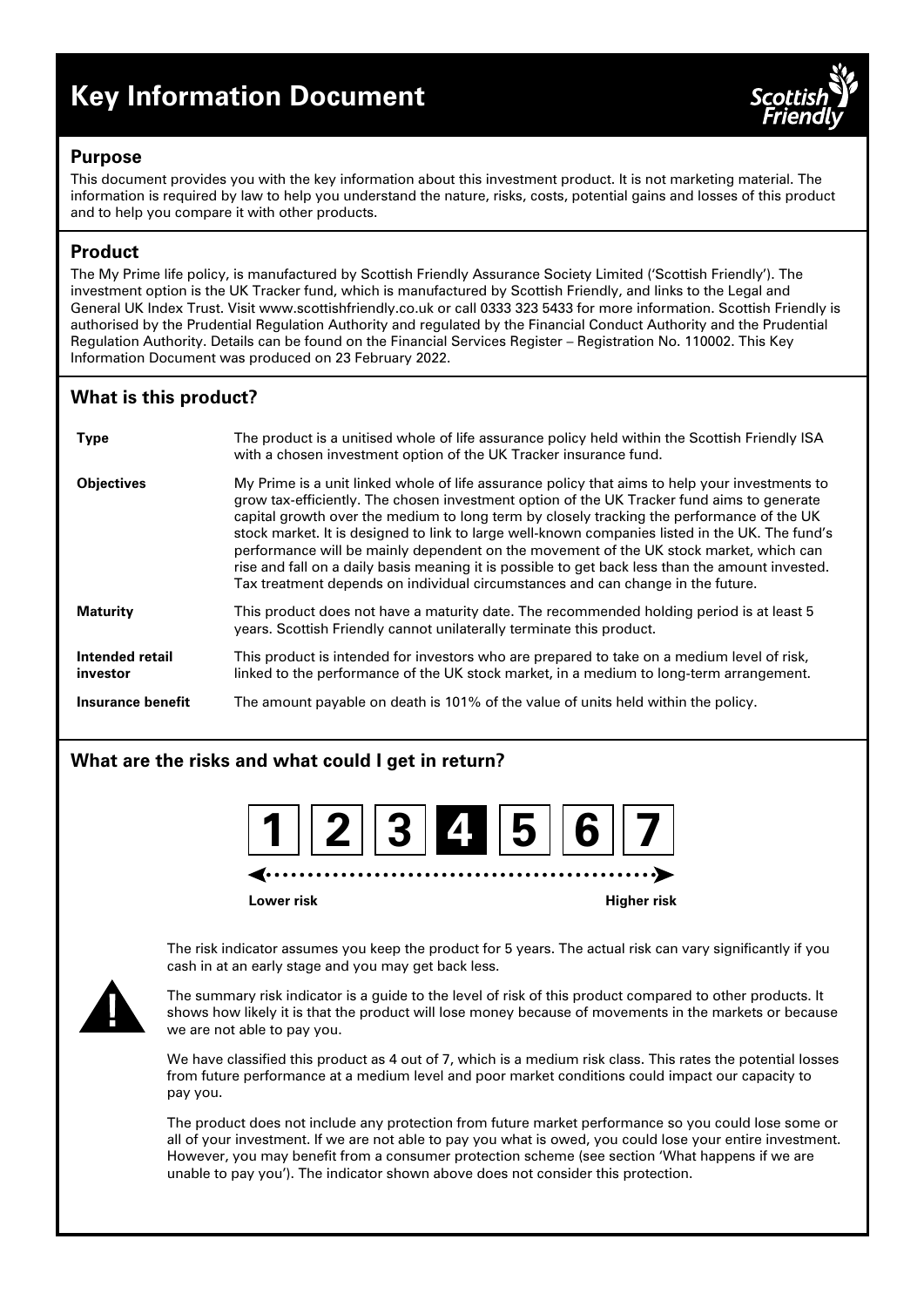# Key Information Document

## Purpose

This document provides you with the key information about this investment product. It is not marketing material. The information is required by law to help you understand the nature, risks, costs, potential gains and losses of this product and to help you compare it with other products.

## Product

The My Prime life policy, is manufactured by Scottish Friendly Assurance Society Limited ('Scottish Friendly'). The investment option is the UK Tracker fund, which is manufactured by Scottish Friendly, and links to the Legal and General UK Index Trust. Visit www.scottishfriendly.co.uk or call 0333 323 5433 for more information. Scottish Friendly is authorised by the Prudential Regulation Authority and regulated by the Financial Conduct Authority and the Prudential Regulation Authority. Details can be found on the Financial Services Register – Registration No. 110002. This Key Information Document was produced on 23 February 2022.

## What is this product?

| | |
|---|---|
| **Type** | The product is a unitised whole of life assurance policy held within the Scottish Friendly ISA with a chosen investment option of the UK Tracker insurance fund. |
| **Objectives** | My Prime is a unit linked whole of life assurance policy that aims to help your investments to grow tax-efficiently. The chosen investment option of the UK Tracker fund aims to generate capital growth over the medium to long term by closely tracking the performance of the UK stock market. It is designed to link to large well-known companies listed in the UK. The fund's performance will be mainly dependent on the movement of the UK stock market, which can rise and fall on a daily basis meaning it is possible to get back less than the amount invested. Tax treatment depends on individual circumstances and can change in the future. |
| **Maturity** | This product does not have a maturity date. The recommended holding period is at least 5 years. Scottish Friendly cannot unilaterally terminate this product. |
| **Intended retail investor** | This product is intended for investors who are prepared to take on a medium level of risk, linked to the performance of the UK stock market, in a medium to long-term arrangement. |
| **Insurance benefit** | The amount payable on death is 101% of the value of units held within the policy. |

## What are the risks and what could I get in return?

1 | 2 | 3 | **4** | 5 | 6 | 7

Lower risk ← → Higher risk

The risk indicator assumes you keep the product for 5 years. The actual risk can vary significantly if you cash in at an early stage and you may get back less.

The summary risk indicator is a guide to the level of risk of this product compared to other products. It shows how likely it is that the product will lose money because of movements in the markets or because we are not able to pay you.

We have classified this product as 4 out of 7, which is a medium risk class. This rates the potential losses from future performance at a medium level and poor market conditions could impact our capacity to pay you.

The product does not include any protection from future market performance so you could lose some or all of your investment. If we are not able to pay you what is owed, you could lose your entire investment. However, you may benefit from a consumer protection scheme (see section 'What happens if we are unable to pay you'). The indicator shown above does not consider this protection.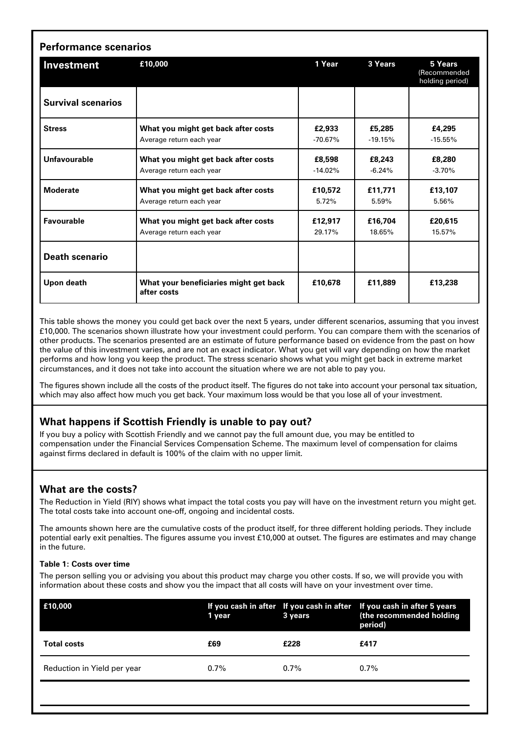## Performance scenarios

| Investment | £10,000 | 1 Year | 3 Years | 5 Years (Recommended holding period) |
|---|---|---|---|---|
| **Survival scenarios** | | | | |
| **Stress** | **What you might get back after costs**<br>Average return each year | **£2,933**<br>-70.67% | **£5,285**<br>-19.15% | **£4,295**<br>-15.55% |
| **Unfavourable** | **What you might get back after costs**<br>Average return each year | **£8,598**<br>-14.02% | **£8,243**<br>-6.24% | **£8,280**<br>-3.70% |
| **Moderate** | **What you might get back after costs**<br>Average return each year | **£10,572**<br>5.72% | **£11,771**<br>5.59% | **£13,107**<br>5.56% |
| **Favourable** | **What you might get back after costs**<br>Average return each year | **£12,917**<br>29.17% | **£16,704**<br>18.65% | **£20,615**<br>15.57% |
| **Death scenario** | | | | |
| **Upon death** | **What your beneficiaries might get back after costs** | **£10,678** | **£11,889** | **£13,238** |

This table shows the money you could get back over the next 5 years, under different scenarios, assuming that you invest £10,000. The scenarios shown illustrate how your investment could perform. You can compare them with the scenarios of other products. The scenarios presented are an estimate of future performance based on evidence from the past on how the value of this investment varies, and are not an exact indicator. What you get will vary depending on how the market performs and how long you keep the product. The stress scenario shows what you might get back in extreme market circumstances, and it does not take into account the situation where we are not able to pay you.

The figures shown include all the costs of the product itself. The figures do not take into account your personal tax situation, which may also affect how much you get back. Your maximum loss would be that you lose all of your investment.

## What happens if Scottish Friendly is unable to pay out?

If you buy a policy with Scottish Friendly and we cannot pay the full amount due, you may be entitled to compensation under the Financial Services Compensation Scheme. The maximum level of compensation for claims against firms declared in default is 100% of the claim with no upper limit.

## What are the costs?

The Reduction in Yield (RIY) shows what impact the total costs you pay will have on the investment return you might get. The total costs take into account one-off, ongoing and incidental costs.

The amounts shown here are the cumulative costs of the product itself, for three different holding periods. They include potential early exit penalties. The figures assume you invest £10,000 at outset. The figures are estimates and may change in the future.

#### Table 1: Costs over time

The person selling you or advising you about this product may charge you other costs. If so, we will provide you with information about these costs and show you the impact that all costs will have on your investment over time.

| £10,000 | If you cash in after 1 year | If you cash in after 3 years | If you cash in after 5 years (the recommended holding period) |
|---|---|---|---|
| **Total costs** | **£69** | **£228** | **£417** |
| Reduction in Yield per year | 0.7% | 0.7% | 0.7% |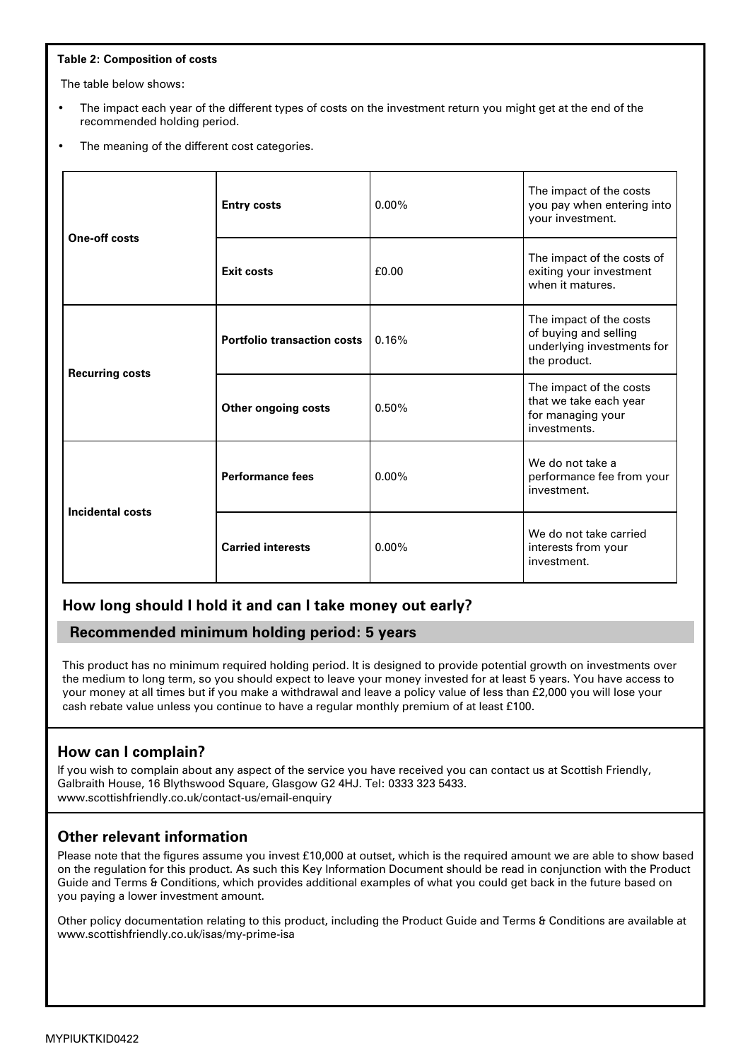**Table 2: Composition of costs**

The table below shows:

- The impact each year of the different types of costs on the investment return you might get at the end of the recommended holding period.
- The meaning of the different cost categories.

| | | | |
|---|---|---|---|
| **One-off costs** | **Entry costs** | 0.00% | The impact of the costs you pay when entering into your investment. |
| | **Exit costs** | £0.00 | The impact of the costs of exiting your investment when it matures. |
| **Recurring costs** | **Portfolio transaction costs** | 0.16% | The impact of the costs of buying and selling underlying investments for the product. |
| | **Other ongoing costs** | 0.50% | The impact of the costs that we take each year for managing your investments. |
| **Incidental costs** | **Performance fees** | 0.00% | We do not take a performance fee from your investment. |
| | **Carried interests** | 0.00% | We do not take carried interests from your investment. |

## How long should I hold it and can I take money out early?

### Recommended minimum holding period: 5 years

This product has no minimum required holding period. It is designed to provide potential growth on investments over the medium to long term, so you should expect to leave your money invested for at least 5 years. You have access to your money at all times but if you make a withdrawal and leave a policy value of less than £2,000 you will lose your cash rebate value unless you continue to have a regular monthly premium of at least £100.

## How can I complain?

If you wish to complain about any aspect of the service you have received you can contact us at Scottish Friendly, Galbraith House, 16 Blythswood Square, Glasgow G2 4HJ. Tel: 0333 323 5433.
www.scottishfriendly.co.uk/contact-us/email-enquiry

## Other relevant information

Please note that the figures assume you invest £10,000 at outset, which is the required amount we are able to show based on the regulation for this product. As such this Key Information Document should be read in conjunction with the Product Guide and Terms & Conditions, which provides additional examples of what you could get back in the future based on you paying a lower investment amount.

Other policy documentation relating to this product, including the Product Guide and Terms & Conditions are available at www.scottishfriendly.co.uk/isas/my-prime-isa

MYPIUKTKID0422